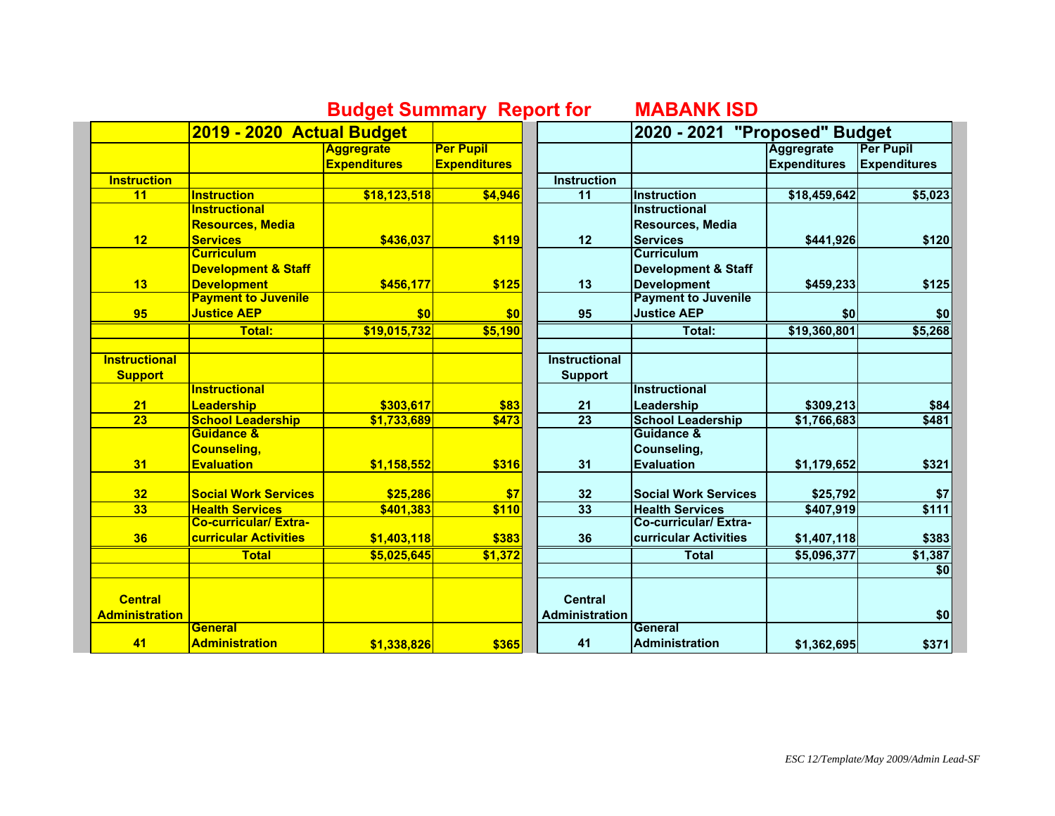# Budget Summary Report for MABANK ISD

| | 2019 - 2020 Actual Budget | | | | 2020 - 2021 "Proposed" Budget | | |
|---|---|---|---|---|---|---|---|
| | | Aggregrate Expenditures | Per Pupil Expenditures | | | Aggregrate Expenditures | Per Pupil Expenditures |
| **Instruction** | | | | **Instruction** | | | |
| 11 | Instruction | $18,123,518 | $4,946 | 11 | Instruction | $18,459,642 | $5,023 |
| 12 | Instructional Resources, Media Services | $436,037 | $119 | 12 | Instructional Resources, Media Services | $441,926 | $120 |
| 13 | Curriculum Development & Staff Development | $456,177 | $125 | 13 | Curriculum Development & Staff Development | $459,233 | $125 |
| 95 | Payment to Juvenile Justice AEP | $0 | $0 | 95 | Payment to Juvenile Justice AEP | $0 | $0 |
| | Total: | $19,015,732 | $5,190 | | Total: | $19,360,801 | $5,268 |
| | | | | | | | |
| **Instructional Support** | | | | **Instructional Support** | | | |
| 21 | Instructional Leadership | $303,617 | $83 | 21 | Instructional Leadership | $309,213 | $84 |
| 23 | School Leadership | $1,733,689 | $473 | 23 | School Leadership | $1,766,683 | $481 |
| 31 | Guidance & Counseling, Evaluation | $1,158,552 | $316 | 31 | Guidance & Counseling, Evaluation | $1,179,652 | $321 |
| 32 | Social Work Services | $25,286 | $7 | 32 | Social Work Services | $25,792 | $7 |
| 33 | Health Services | $401,383 | $110 | 33 | Health Services | $407,919 | $111 |
| 36 | Co-curricular/ Extra-curricular Activities | $1,403,118 | $383 | 36 | Co-curricular/ Extra-curricular Activities | $1,407,118 | $383 |
| | Total | $5,025,645 | $1,372 | | Total | $5,096,377 | $1,387 |
| | | | | | | | $0 |
| **Central Administration** | | | | **Central Administration** | | | $0 |
| 41 | General Administration | $1,338,826 | $365 | 41 | General Administration | $1,362,695 | $371 |

*ESC 12/Template/May 2009/Admin Lead-SF*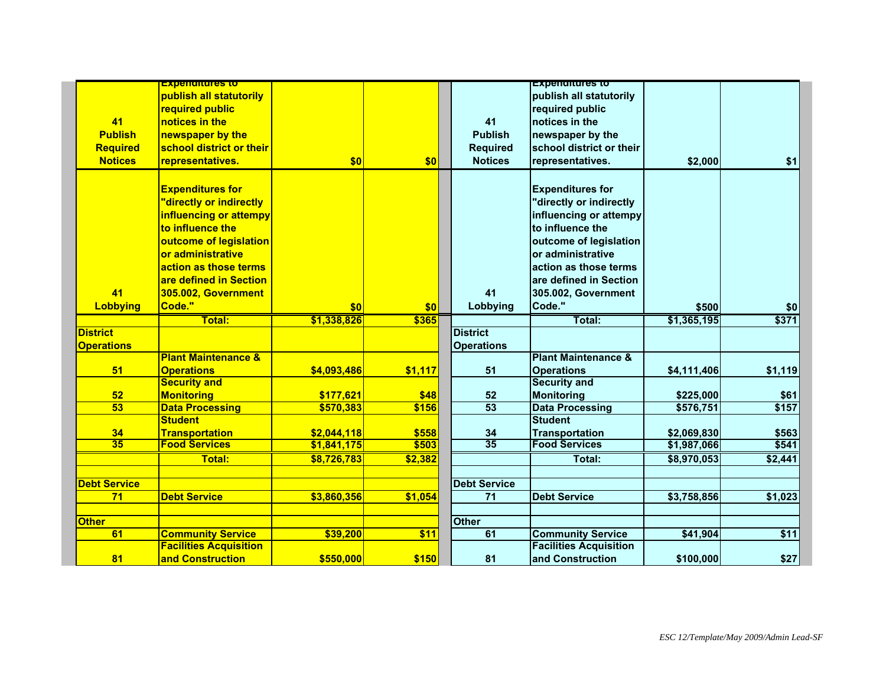| | | | | | | | |
|---|---|---|---|---|---|---|---|
| 41 Publish Required Notices | Expenditures to publish all statutorily required public notices in the newspaper by the school district or their representatives. | $0 | $0 | 41 Publish Required Notices | Expenditures to publish all statutorily required public notices in the newspaper by the school district or their representatives. | $2,000 | $1 |
| 41 Lobbying | Expenditures for "directly or indirectly influencing or attempy to influence the outcome of legislation or administrative action as those terms are defined in Section 305.002, Government Code." | $0 | $0 | 41 Lobbying | Expenditures for "directly or indirectly influencing or attempy to influence the outcome of legislation or administrative action as those terms are defined in Section 305.002, Government Code." | $500 | $0 |
| | Total: | $1,338,826 | $365 | | Total: | $1,365,195 | $371 |
| District Operations | | | | District Operations | | | |
| 51 | Plant Maintenance & Operations | $4,093,486 | $1,117 | 51 | Plant Maintenance & Operations | $4,111,406 | $1,119 |
| 52 | Security and Monitoring | $177,621 | $48 | 52 | Security and Monitoring | $225,000 | $61 |
| 53 | Data Processing | $570,383 | $156 | 53 | Data Processing | $576,751 | $157 |
| 34 | Student Transportation | $2,044,118 | $558 | 34 | Student Transportation | $2,069,830 | $563 |
| 35 | Food Services | $1,841,175 | $503 | 35 | Food Services | $1,987,066 | $541 |
| | Total: | $8,726,783 | $2,382 | | Total: | $8,970,053 | $2,441 |
| | | | | | | | |
| Debt Service | | | | Debt Service | | | |
| 71 | Debt Service | $3,860,356 | $1,054 | 71 | Debt Service | $3,758,856 | $1,023 |
| | | | | | | | |
| Other | | | | Other | | | |
| 61 | Community Service | $39,200 | $11 | 61 | Community Service | $41,904 | $11 |
| 81 | Facilities Acquisition and Construction | $550,000 | $150 | 81 | Facilities Acquisition and Construction | $100,000 | $27 |

*ESC 12/Template/May 2009/Admin Lead-SF*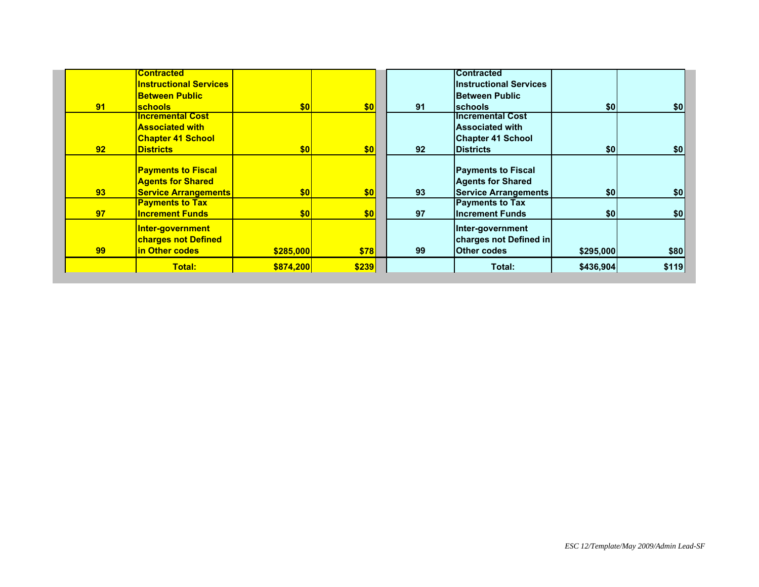| | | | | | | | |
|---|---|---|---|---|---|---|---|
| 91 | **Contracted Instructional Services Between Public schools** | $0 | $0 | 91 | **Contracted Instructional Services Between Public schools** | $0 | $0 |
| 92 | **Incremental Cost Associated with Chapter 41 School Districts** | $0 | $0 | 92 | **Incremental Cost Associated with Chapter 41 School Districts** | $0 | $0 |
| 93 | **Payments to Fiscal Agents for Shared Service Arrangements** | $0 | $0 | 93 | **Payments to Fiscal Agents for Shared Service Arrangements** | $0 | $0 |
| 97 | **Payments to Tax Increment Funds** | $0 | $0 | 97 | **Payments to Tax Increment Funds** | $0 | $0 |
| 99 | **Inter-government charges not Defined in Other codes** | $285,000 | $78 | 99 | **Inter-government charges not Defined in Other codes** | $295,000 | $80 |
| | **Total:** | **$874,200** | **$239** | | **Total:** | **$436,904** | **$119** |

*ESC 12/Template/May 2009/Admin Lead-SF*